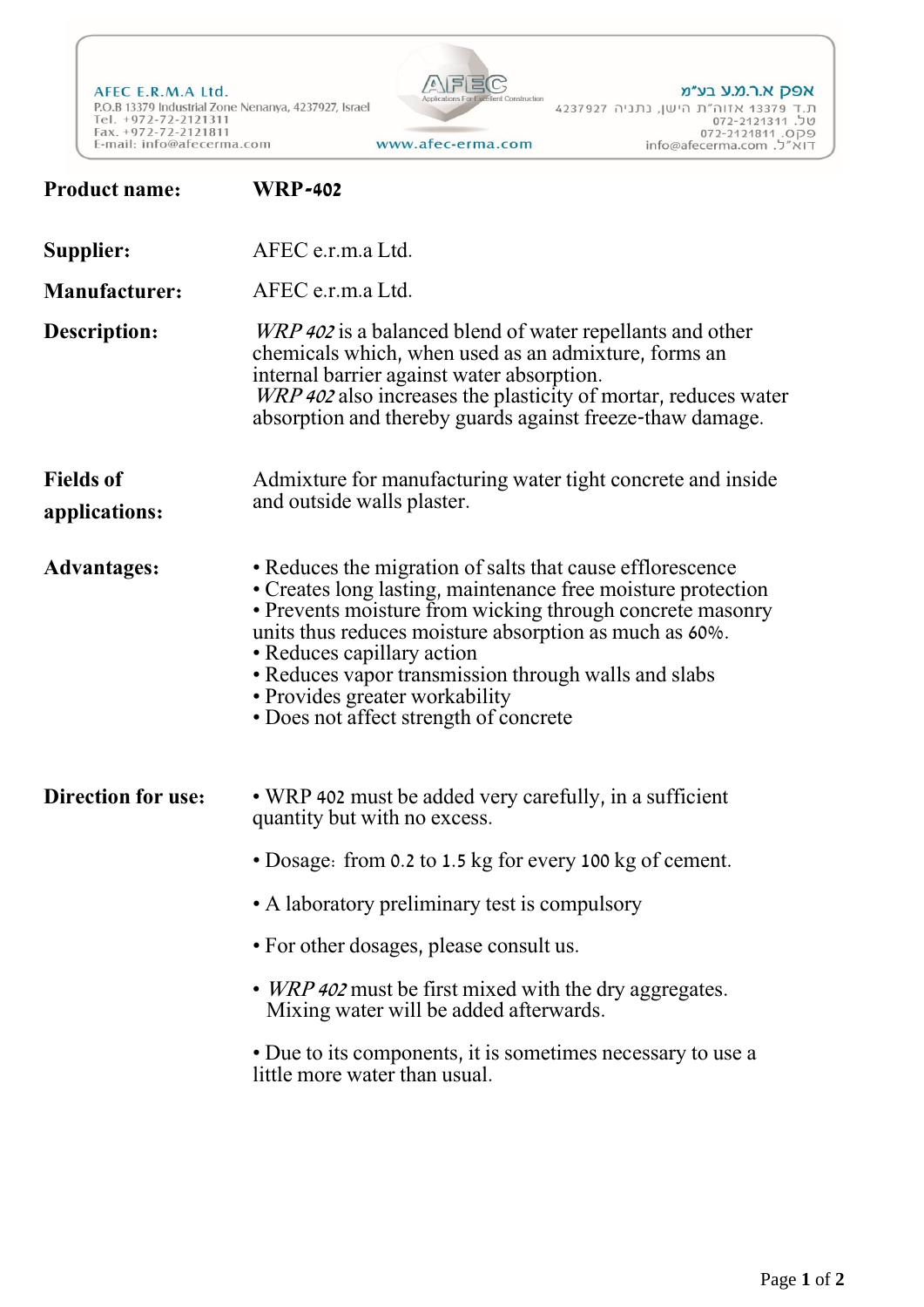AFEC E.R.M.A Ltd.
P.O.B 13379 Industrial Zone Nenanya, 4237927, Israel
Tel. +972-72-2121311
Fax. +972-72-2121811
E-mail: info@afecerma.com

AFEC Applications For Excellent Construction

www.afec-erma.com

אפק א.ר.מ.ע בע"מ
ת.ד 13379 אזוה"ת הישן, נתניה 4237927
טל. 072-2121311
פקס. 072-2121811
דוא"ל. info@afecerma.com

**Product name:** **WRP-402**

**Supplier:** AFEC e.r.m.a Ltd.

**Manufacturer:** AFEC e.r.m.a Ltd.

**Description:** *WRP 402* is a balanced blend of water repellants and other chemicals which, when used as an admixture, forms an internal barrier against water absorption.
*WRP 402* also increases the plasticity of mortar, reduces water absorption and thereby guards against freeze-thaw damage.

**Fields of applications:** Admixture for manufacturing water tight concrete and inside and outside walls plaster.

**Advantages:**

- Reduces the migration of salts that cause efflorescence
- Creates long lasting, maintenance free moisture protection
- Prevents moisture from wicking through concrete masonry units thus reduces moisture absorption as much as 60%.
- Reduces capillary action
- Reduces vapor transmission through walls and slabs
- Provides greater workability
- Does not affect strength of concrete

**Direction for use:**

- WRP 402 must be added very carefully, in a sufficient quantity but with no excess.
- Dosage: from 0.2 to 1.5 kg for every 100 kg of cement.
- A laboratory preliminary test is compulsory
- For other dosages, please consult us.
- *WRP 402* must be first mixed with the dry aggregates. Mixing water will be added afterwards.
- Due to its components, it is sometimes necessary to use a little more water than usual.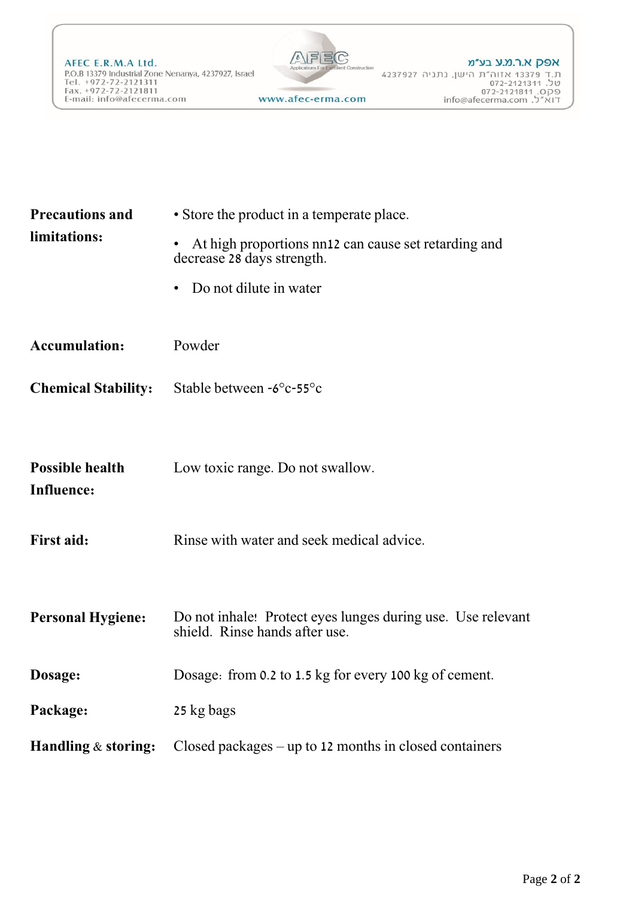| | |
|---|---|
| **Precautions and limitations:** | • Store the product in a temperate place.<br>• At high proportions nn12 can cause set retarding and decrease 28 days strength.<br>• Do not dilute in water |
| **Accumulation:** | Powder |
| **Chemical Stability:** | Stable between -6°c-55°c |
| **Possible health Influence:** | Low toxic range. Do not swallow. |
| **First aid:** | Rinse with water and seek medical advice. |
| **Personal Hygiene:** | Do not inhale! Protect eyes lunges during use. Use relevant shield. Rinse hands after use. |
| **Dosage:** | Dosage: from 0.2 to 1.5 kg for every 100 kg of cement. |
| **Package:** | 25 kg bags |
| **Handling & storing:** | Closed packages – up to 12 months in closed containers |